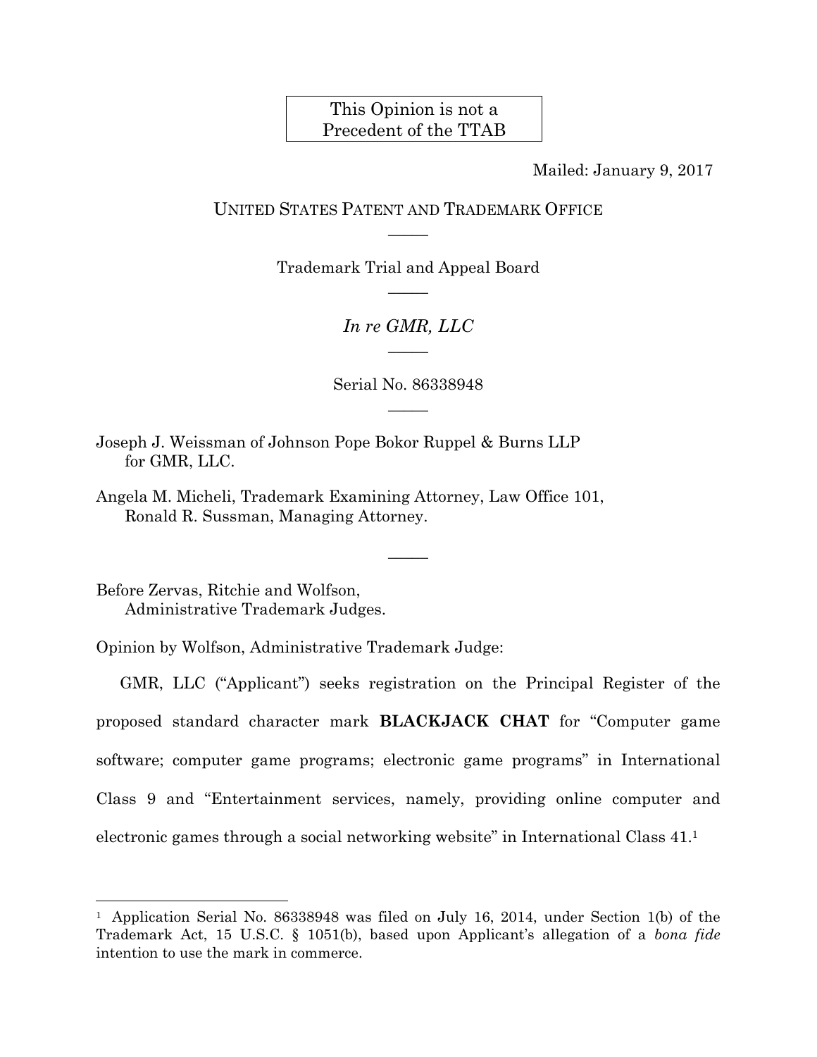This Opinion is not a Precedent of the TTAB

Mailed: January 9, 2017

UNITED STATES PATENT AND TRADEMARK OFFICE

Trademark Trial and Appeal Board

*In re GMR, LLC*

Serial No. 86338948

Joseph J. Weissman of Johnson Pope Bokor Ruppel & Burns LLP for GMR, LLC.

Angela M. Micheli, Trademark Examining Attorney, Law Office 101, Ronald R. Sussman, Managing Attorney.

Before Zervas, Ritchie and Wolfson, Administrative Trademark Judges.

Opinion by Wolfson, Administrative Trademark Judge:

GMR, LLC ("Applicant") seeks registration on the Principal Register of the proposed standard character mark **BLACKJACK CHAT** for "Computer game software; computer game programs; electronic game programs" in International Class 9 and "Entertainment services, namely, providing online computer and electronic games through a social networking website" in International Class 41.[1]

[1] Application Serial No. 86338948 was filed on July 16, 2014, under Section 1(b) of the Trademark Act, 15 U.S.C. § 1051(b), based upon Applicant's allegation of a *bona fide* intention to use the mark in commerce.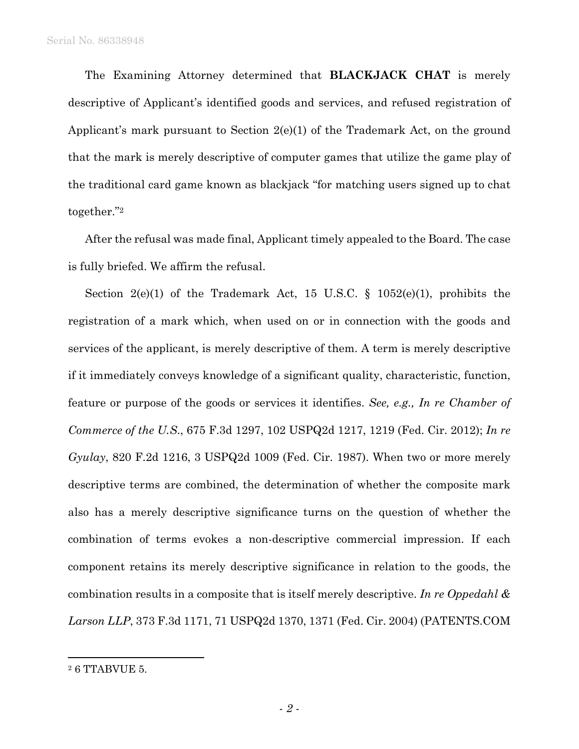The Examining Attorney determined that **BLACKJACK CHAT** is merely descriptive of Applicant's identified goods and services, and refused registration of Applicant's mark pursuant to Section 2(e)(1) of the Trademark Act, on the ground that the mark is merely descriptive of computer games that utilize the game play of the traditional card game known as blackjack "for matching users signed up to chat together."[2]

After the refusal was made final, Applicant timely appealed to the Board. The case is fully briefed. We affirm the refusal.

Section 2(e)(1) of the Trademark Act, 15 U.S.C. § 1052(e)(1), prohibits the registration of a mark which, when used on or in connection with the goods and services of the applicant, is merely descriptive of them. A term is merely descriptive if it immediately conveys knowledge of a significant quality, characteristic, function, feature or purpose of the goods or services it identifies. *See, e.g., In re Chamber of Commerce of the U.S.*, 675 F.3d 1297, 102 USPQ2d 1217, 1219 (Fed. Cir. 2012); *In re Gyulay*, 820 F.2d 1216, 3 USPQ2d 1009 (Fed. Cir. 1987). When two or more merely descriptive terms are combined, the determination of whether the composite mark also has a merely descriptive significance turns on the question of whether the combination of terms evokes a non-descriptive commercial impression. If each component retains its merely descriptive significance in relation to the goods, the combination results in a composite that is itself merely descriptive. *In re Oppedahl & Larson LLP*, 373 F.3d 1171, 71 USPQ2d 1370, 1371 (Fed. Cir. 2004) (PATENTS.COM

---

[2] 6 TTABVUE 5.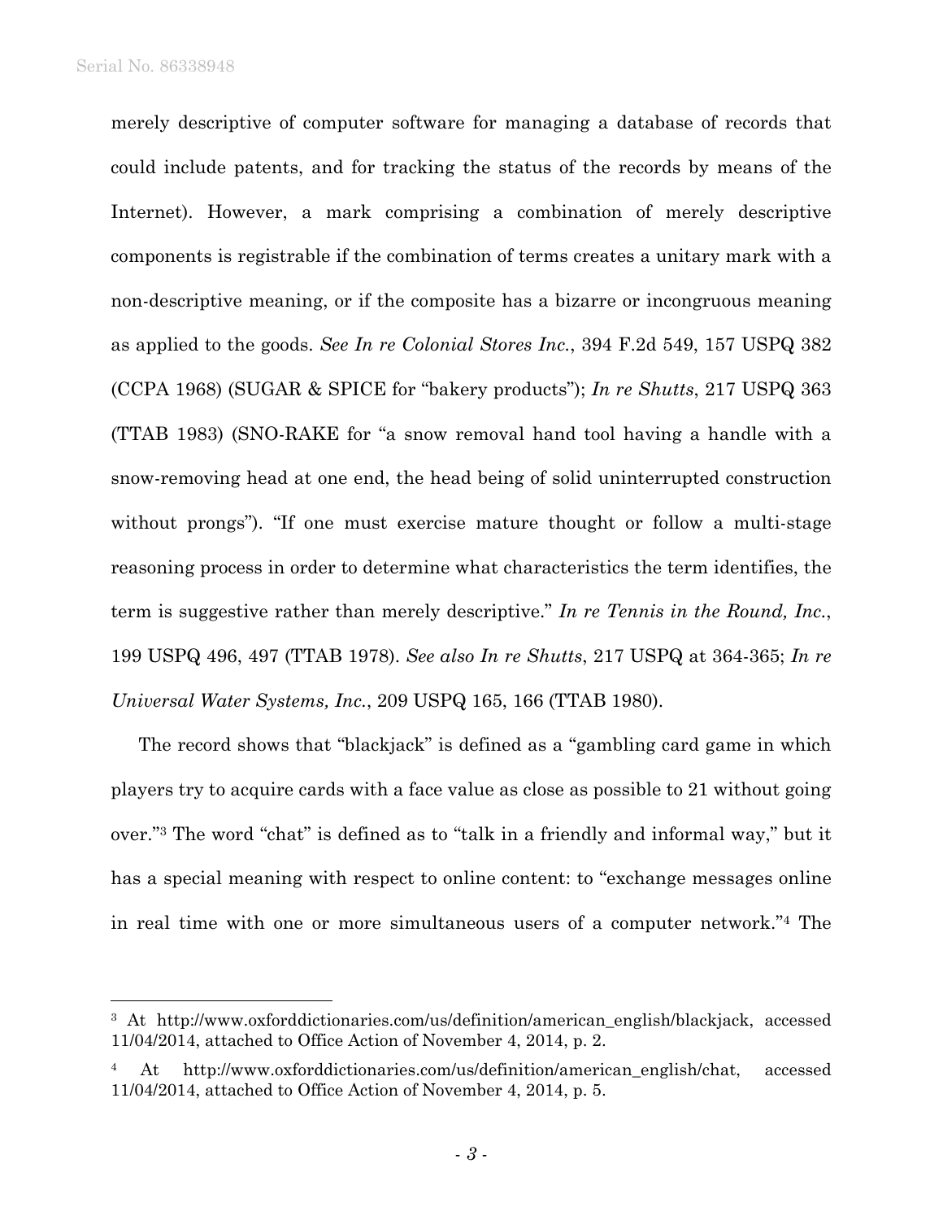merely descriptive of computer software for managing a database of records that could include patents, and for tracking the status of the records by means of the Internet). However, a mark comprising a combination of merely descriptive components is registrable if the combination of terms creates a unitary mark with a non-descriptive meaning, or if the composite has a bizarre or incongruous meaning as applied to the goods. *See In re Colonial Stores Inc.*, 394 F.2d 549, 157 USPQ 382 (CCPA 1968) (SUGAR & SPICE for "bakery products"); *In re Shutts*, 217 USPQ 363 (TTAB 1983) (SNO-RAKE for "a snow removal hand tool having a handle with a snow-removing head at one end, the head being of solid uninterrupted construction without prongs"). "If one must exercise mature thought or follow a multi-stage reasoning process in order to determine what characteristics the term identifies, the term is suggestive rather than merely descriptive." *In re Tennis in the Round, Inc.*, 199 USPQ 496, 497 (TTAB 1978). *See also In re Shutts*, 217 USPQ at 364-365; *In re Universal Water Systems, Inc.*, 209 USPQ 165, 166 (TTAB 1980).

The record shows that "blackjack" is defined as a "gambling card game in which players try to acquire cards with a face value as close as possible to 21 without going over."[3] The word "chat" is defined as to "talk in a friendly and informal way," but it has a special meaning with respect to online content: to "exchange messages online in real time with one or more simultaneous users of a computer network."[4] The

---

[3] At http://www.oxforddictionaries.com/us/definition/american_english/blackjack, accessed 11/04/2014, attached to Office Action of November 4, 2014, p. 2.

[4] At http://www.oxforddictionaries.com/us/definition/american_english/chat, accessed 11/04/2014, attached to Office Action of November 4, 2014, p. 5.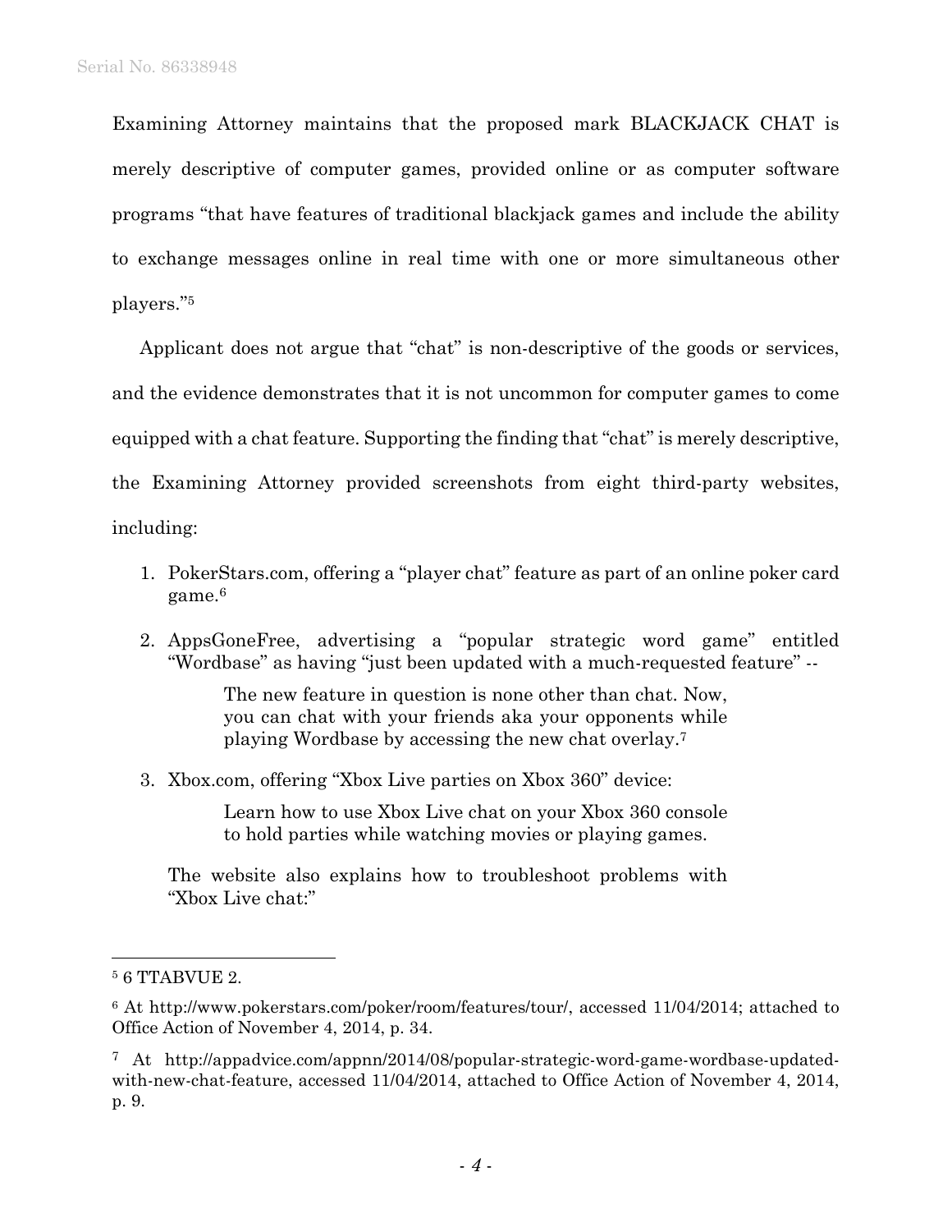Examining Attorney maintains that the proposed mark BLACKJACK CHAT is merely descriptive of computer games, provided online or as computer software programs "that have features of traditional blackjack games and include the ability to exchange messages online in real time with one or more simultaneous other players."[5]

Applicant does not argue that "chat" is non-descriptive of the goods or services, and the evidence demonstrates that it is not uncommon for computer games to come equipped with a chat feature. Supporting the finding that "chat" is merely descriptive, the Examining Attorney provided screenshots from eight third-party websites, including:

1. PokerStars.com, offering a "player chat" feature as part of an online poker card game.[6]

2. AppsGoneFree, advertising a "popular strategic word game" entitled "Wordbase" as having "just been updated with a much-requested feature" --

   > The new feature in question is none other than chat. Now, you can chat with your friends aka your opponents while playing Wordbase by accessing the new chat overlay.[7]

3. Xbox.com, offering "Xbox Live parties on Xbox 360" device:

   > Learn how to use Xbox Live chat on your Xbox 360 console to hold parties while watching movies or playing games.

   The website also explains how to troubleshoot problems with "Xbox Live chat:"

---

[5] 6 TTABVUE 2.

[6] At http://www.pokerstars.com/poker/room/features/tour/, accessed 11/04/2014; attached to Office Action of November 4, 2014, p. 34.

[7] At http://appadvice.com/appnn/2014/08/popular-strategic-word-game-wordbase-updated-with-new-chat-feature, accessed 11/04/2014, attached to Office Action of November 4, 2014, p. 9.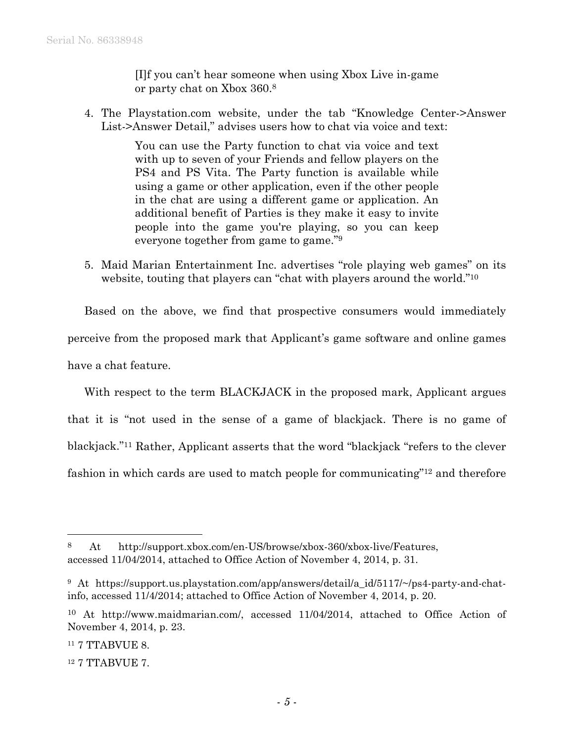> [I]f you can't hear someone when using Xbox Live in-game or party chat on Xbox 360.[8]

4. The Playstation.com website, under the tab "Knowledge Center->Answer List->Answer Detail," advises users how to chat via voice and text:

> You can use the Party function to chat via voice and text with up to seven of your Friends and fellow players on the PS4 and PS Vita. The Party function is available while using a game or other application, even if the other people in the chat are using a different game or application. An additional benefit of Parties is they make it easy to invite people into the game you're playing, so you can keep everyone together from game to game."[9]

5. Maid Marian Entertainment Inc. advertises "role playing web games" on its website, touting that players can "chat with players around the world."[10]

Based on the above, we find that prospective consumers would immediately perceive from the proposed mark that Applicant's game software and online games have a chat feature.

With respect to the term BLACKJACK in the proposed mark, Applicant argues that it is "not used in the sense of a game of blackjack. There is no game of blackjack."[11] Rather, Applicant asserts that the word "blackjack "refers to the clever fashion in which cards are used to match people for communicating"[12] and therefore

---

[8] At http://support.xbox.com/en-US/browse/xbox-360/xbox-live/Features, accessed 11/04/2014, attached to Office Action of November 4, 2014, p. 31.

[9] At https://support.us.playstation.com/app/answers/detail/a_id/5117/~/ps4-party-and-chat-info, accessed 11/4/2014; attached to Office Action of November 4, 2014, p. 20.

[10] At http://www.maidmarian.com/, accessed 11/04/2014, attached to Office Action of November 4, 2014, p. 23.

[11] 7 TTABVUE 8.

[12] 7 TTABVUE 7.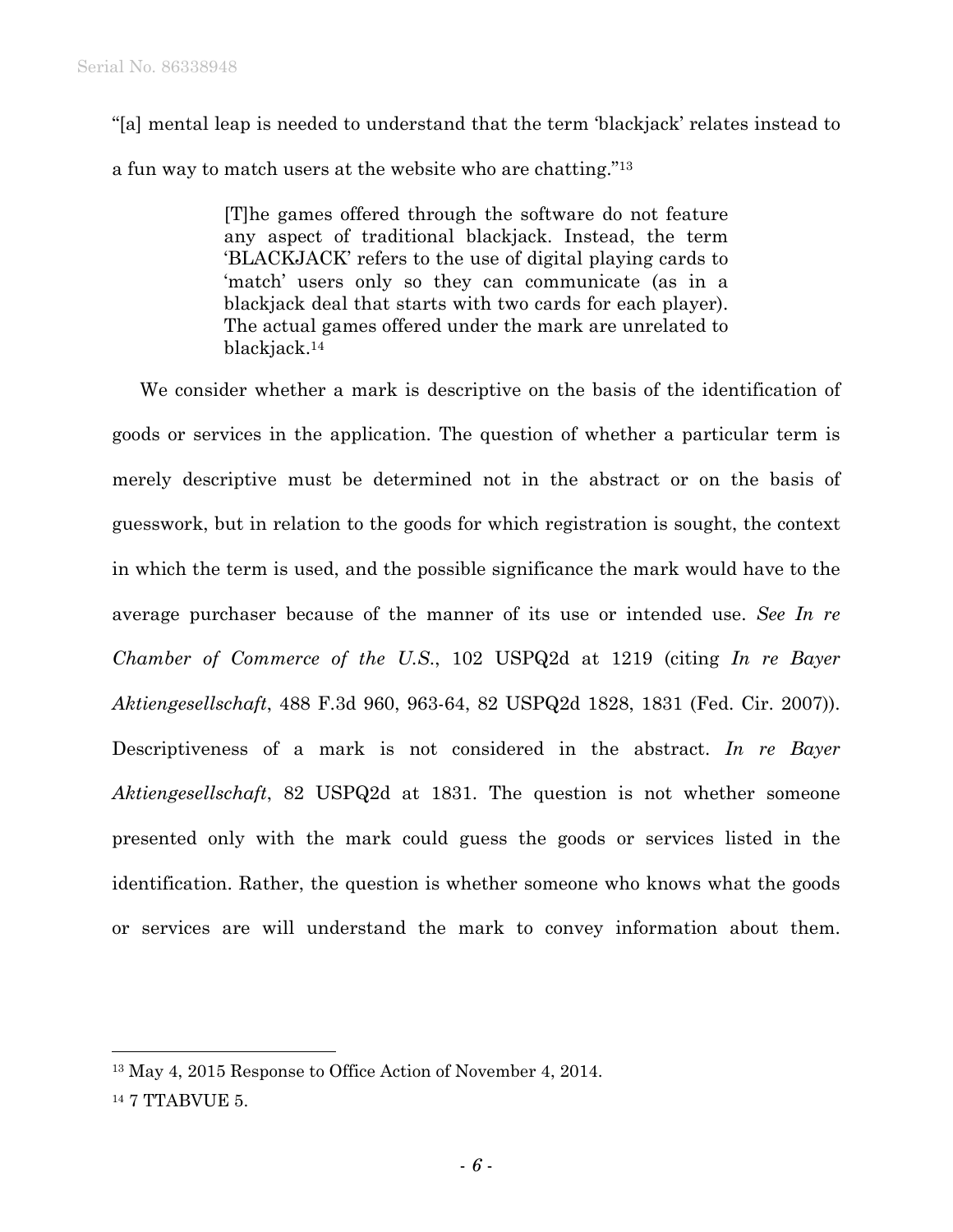"[a] mental leap is needed to understand that the term 'blackjack' relates instead to a fun way to match users at the website who are chatting."[13]

> [T]he games offered through the software do not feature any aspect of traditional blackjack. Instead, the term 'BLACKJACK' refers to the use of digital playing cards to 'match' users only so they can communicate (as in a blackjack deal that starts with two cards for each player). The actual games offered under the mark are unrelated to blackjack.[14]

We consider whether a mark is descriptive on the basis of the identification of goods or services in the application. The question of whether a particular term is merely descriptive must be determined not in the abstract or on the basis of guesswork, but in relation to the goods for which registration is sought, the context in which the term is used, and the possible significance the mark would have to the average purchaser because of the manner of its use or intended use. *See In re Chamber of Commerce of the U.S.*, 102 USPQ2d at 1219 (citing *In re Bayer Aktiengesellschaft*, 488 F.3d 960, 963-64, 82 USPQ2d 1828, 1831 (Fed. Cir. 2007)). Descriptiveness of a mark is not considered in the abstract. *In re Bayer Aktiengesellschaft*, 82 USPQ2d at 1831. The question is not whether someone presented only with the mark could guess the goods or services listed in the identification. Rather, the question is whether someone who knows what the goods or services are will understand the mark to convey information about them.

---

[13] May 4, 2015 Response to Office Action of November 4, 2014.

[14] 7 TTABVUE 5.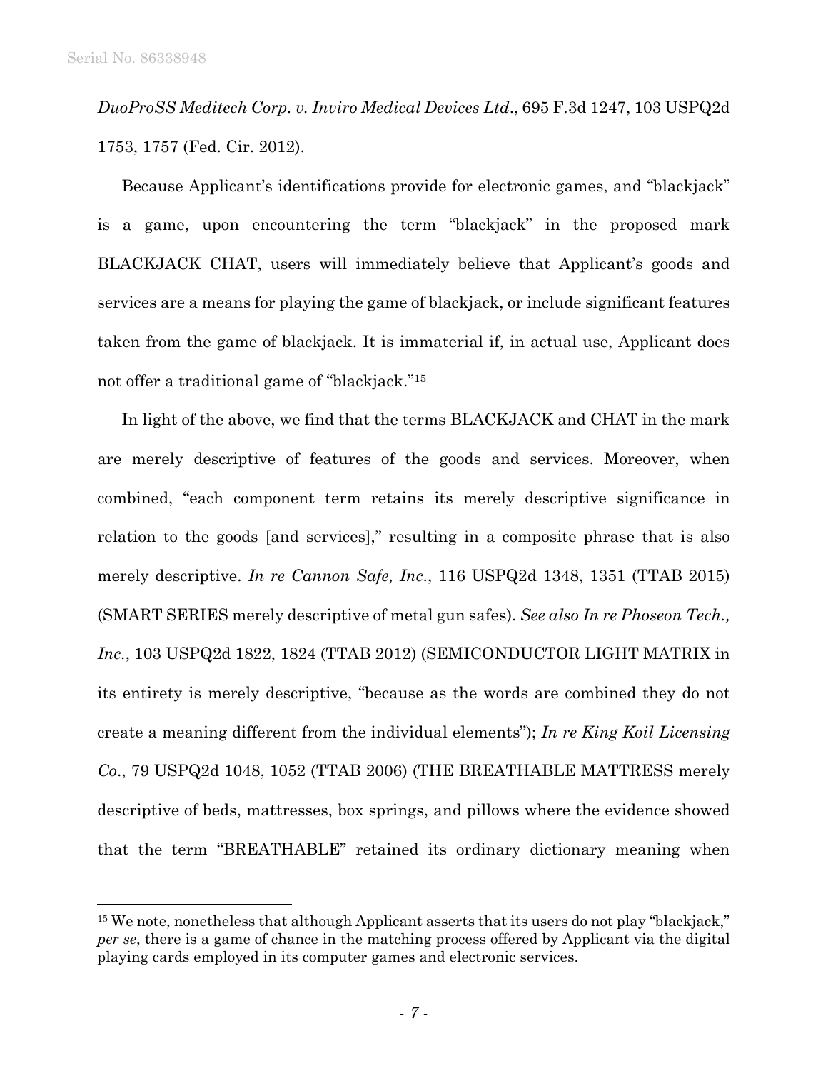*DuoProSS Meditech Corp. v. Inviro Medical Devices Ltd*., 695 F.3d 1247, 103 USPQ2d 1753, 1757 (Fed. Cir. 2012).

Because Applicant's identifications provide for electronic games, and "blackjack" is a game, upon encountering the term "blackjack" in the proposed mark BLACKJACK CHAT, users will immediately believe that Applicant's goods and services are a means for playing the game of blackjack, or include significant features taken from the game of blackjack. It is immaterial if, in actual use, Applicant does not offer a traditional game of "blackjack."[15]

In light of the above, we find that the terms BLACKJACK and CHAT in the mark are merely descriptive of features of the goods and services. Moreover, when combined, "each component term retains its merely descriptive significance in relation to the goods [and services]," resulting in a composite phrase that is also merely descriptive. *In re Cannon Safe, Inc*., 116 USPQ2d 1348, 1351 (TTAB 2015) (SMART SERIES merely descriptive of metal gun safes). *See also In re Phoseon Tech., Inc*., 103 USPQ2d 1822, 1824 (TTAB 2012) (SEMICONDUCTOR LIGHT MATRIX in its entirety is merely descriptive, "because as the words are combined they do not create a meaning different from the individual elements"); *In re King Koil Licensing Co*., 79 USPQ2d 1048, 1052 (TTAB 2006) (THE BREATHABLE MATTRESS merely descriptive of beds, mattresses, box springs, and pillows where the evidence showed that the term "BREATHABLE" retained its ordinary dictionary meaning when

---

[15] We note, nonetheless that although Applicant asserts that its users do not play "blackjack," *per se*, there is a game of chance in the matching process offered by Applicant via the digital playing cards employed in its computer games and electronic services.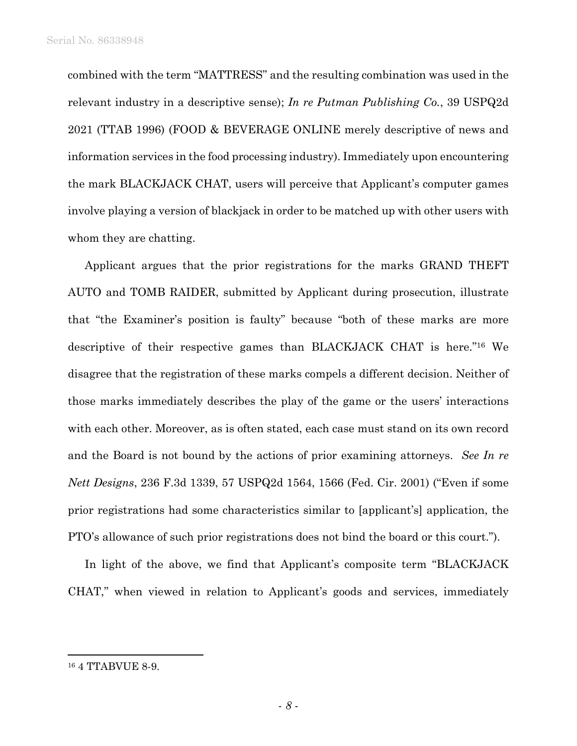combined with the term "MATTRESS" and the resulting combination was used in the relevant industry in a descriptive sense); *In re Putman Publishing Co.*, 39 USPQ2d 2021 (TTAB 1996) (FOOD & BEVERAGE ONLINE merely descriptive of news and information services in the food processing industry). Immediately upon encountering the mark BLACKJACK CHAT, users will perceive that Applicant's computer games involve playing a version of blackjack in order to be matched up with other users with whom they are chatting.

Applicant argues that the prior registrations for the marks GRAND THEFT AUTO and TOMB RAIDER, submitted by Applicant during prosecution, illustrate that "the Examiner's position is faulty" because "both of these marks are more descriptive of their respective games than BLACKJACK CHAT is here."[16] We disagree that the registration of these marks compels a different decision. Neither of those marks immediately describes the play of the game or the users' interactions with each other. Moreover, as is often stated, each case must stand on its own record and the Board is not bound by the actions of prior examining attorneys. *See In re Nett Designs*, 236 F.3d 1339, 57 USPQ2d 1564, 1566 (Fed. Cir. 2001) ("Even if some prior registrations had some characteristics similar to [applicant's] application, the PTO's allowance of such prior registrations does not bind the board or this court.").

In light of the above, we find that Applicant's composite term "BLACKJACK CHAT," when viewed in relation to Applicant's goods and services, immediately

---

[16] 4 TTABVUE 8-9.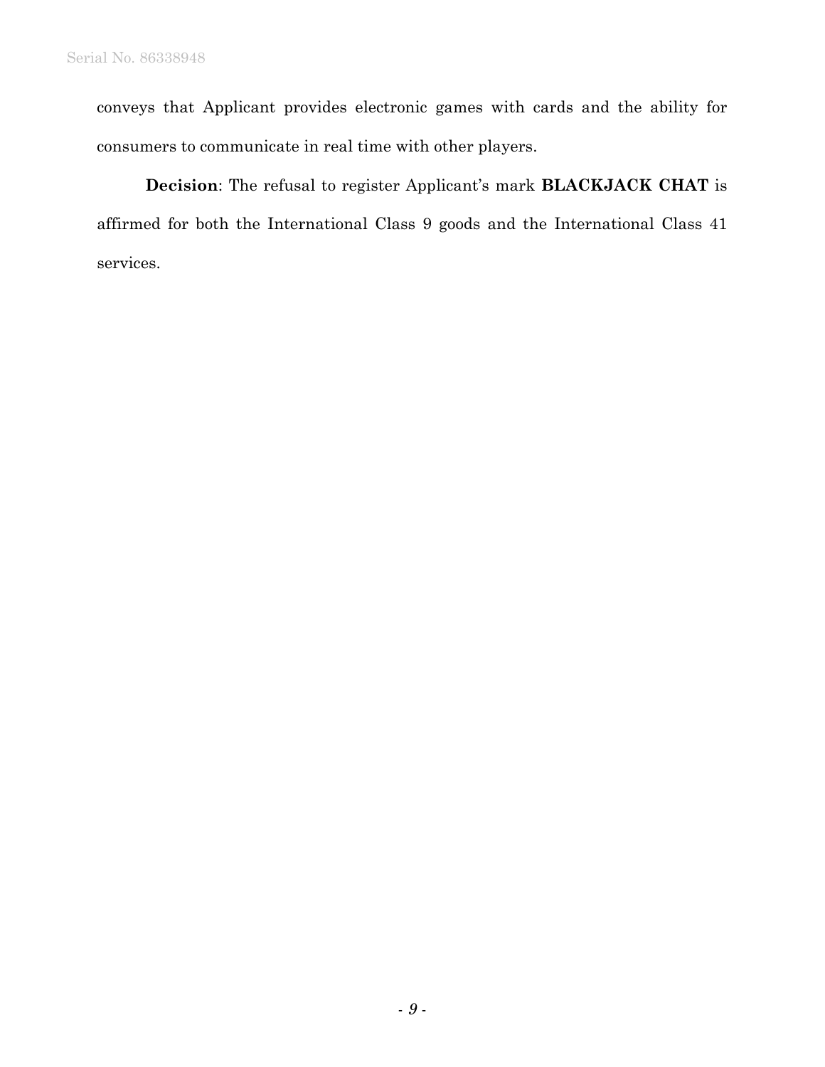conveys that Applicant provides electronic games with cards and the ability for consumers to communicate in real time with other players.

**Decision**: The refusal to register Applicant's mark **BLACKJACK CHAT** is affirmed for both the International Class 9 goods and the International Class 41 services.